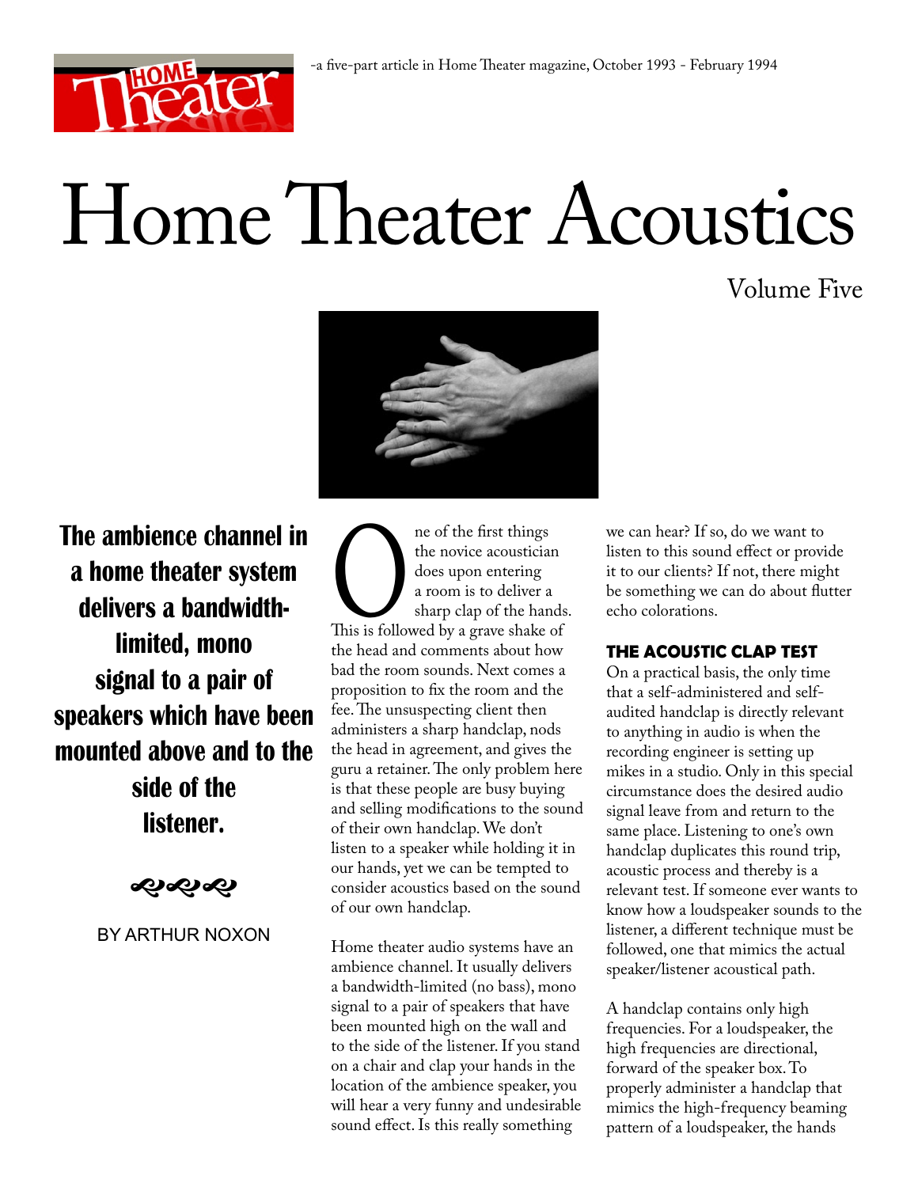-a five-part article in Home Theater magazine, October 1993 - February 1994

# Home Theater Acoustics

## Volume Five

**The ambience channel in a home theater system delivers a bandwidth-limited, mono signal to a pair of speakers which have been mounted above and to the side of the listener.**

BY ARTHUR NOXON

One of the first things the novice acoustician does upon entering a room is to deliver a sharp clap of the hands. This is followed by a grave shake of the head and comments about how bad the room sounds. Next comes a proposition to fix the room and the fee. The unsuspecting client then administers a sharp handclap, nods the head in agreement, and gives the guru a retainer. The only problem here is that these people are busy buying and selling modifications to the sound of their own handclap. We don't listen to a speaker while holding it in our hands, yet we can be tempted to consider acoustics based on the sound of our own handclap.

Home theater audio systems have an ambience channel. It usually delivers a bandwidth-limited (no bass), mono signal to a pair of speakers that have been mounted high on the wall and to the side of the listener. If you stand on a chair and clap your hands in the location of the ambience speaker, you will hear a very funny and undesirable sound effect. Is this really something we can hear? If so, do we want to listen to this sound effect or provide it to our clients? If not, there might be something we can do about flutter echo colorations.

### THE ACOUSTIC CLAP TEST

On a practical basis, the only time that a self-administered and self-audited handclap is directly relevant to anything in audio is when the recording engineer is setting up mikes in a studio. Only in this special circumstance does the desired audio signal leave from and return to the same place. Listening to one's own handclap duplicates this round trip, acoustic process and thereby is a relevant test. If someone ever wants to know how a loudspeaker sounds to the listener, a different technique must be followed, one that mimics the actual speaker/listener acoustical path.

A handclap contains only high frequencies. For a loudspeaker, the high frequencies are directional, forward of the speaker box. To properly administer a handclap that mimics the high-frequency beaming pattern of a loudspeaker, the hands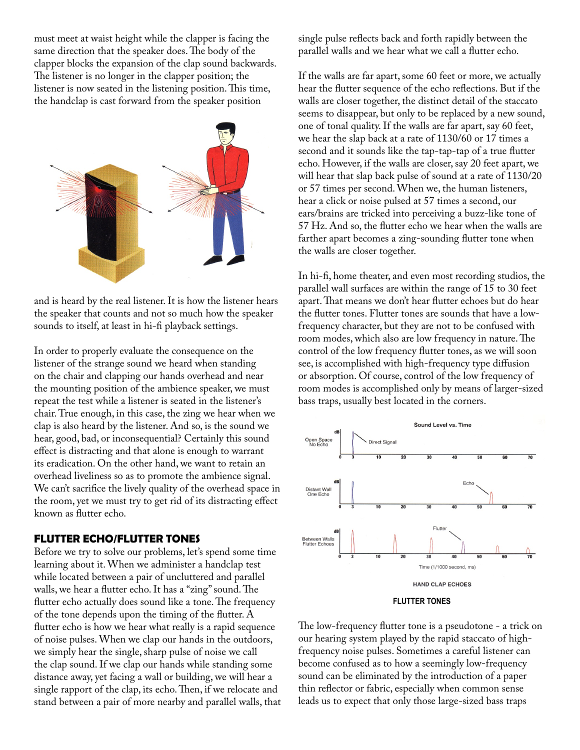must meet at waist height while the clapper is facing the same direction that the speaker does. The body of the clapper blocks the expansion of the clap sound backwards. The listener is no longer in the clapper position; the listener is now seated in the listening position. This time, the handclap is cast forward from the speaker position

and is heard by the real listener. It is how the listener hears the speaker that counts and not so much how the speaker sounds to itself, at least in hi-fi playback settings.

In order to properly evaluate the consequence on the listener of the strange sound we heard when standing on the chair and clapping our hands overhead and near the mounting position of the ambience speaker, we must repeat the test while a listener is seated in the listener's chair. True enough, in this case, the zing we hear when we clap is also heard by the listener. And so, is the sound we hear, good, bad, or inconsequential? Certainly this sound effect is distracting and that alone is enough to warrant its eradication. On the other hand, we want to retain an overhead liveliness so as to promote the ambience signal. We can't sacrifice the lively quality of the overhead space in the room, yet we must try to get rid of its distracting effect known as flutter echo.

## FLUTTER ECHO/FLUTTER TONES

Before we try to solve our problems, let's spend some time learning about it. When we administer a handclap test while located between a pair of uncluttered and parallel walls, we hear a flutter echo. It has a "zing" sound. The flutter echo actually does sound like a tone. The frequency of the tone depends upon the timing of the flutter. A flutter echo is how we hear what really is a rapid sequence of noise pulses. When we clap our hands in the outdoors, we simply hear the single, sharp pulse of noise we call the clap sound. If we clap our hands while standing some distance away, yet facing a wall or building, we will hear a single rapport of the clap, its echo. Then, if we relocate and stand between a pair of more nearby and parallel walls, that single pulse reflects back and forth rapidly between the parallel walls and we hear what we call a flutter echo.

If the walls are far apart, some 60 feet or more, we actually hear the flutter sequence of the echo reflections. But if the walls are closer together, the distinct detail of the staccato seems to disappear, but only to be replaced by a new sound, one of tonal quality. If the walls are far apart, say 60 feet, we hear the slap back at a rate of 1130/60 or 17 times a second and it sounds like the tap-tap-tap of a true flutter echo. However, if the walls are closer, say 20 feet apart, we will hear that slap back pulse of sound at a rate of 1130/20 or 57 times per second. When we, the human listeners, hear a click or noise pulsed at 57 times a second, our ears/brains are tricked into perceiving a buzz-like tone of 57 Hz. And so, the flutter echo we hear when the walls are farther apart becomes a zing-sounding flutter tone when the walls are closer together.

In hi-fi, home theater, and even most recording studios, the parallel wall surfaces are within the range of 15 to 30 feet apart. That means we don't hear flutter echoes but do hear the flutter tones. Flutter tones are sounds that have a low-frequency character, but they are not to be confused with room modes, which also are low frequency in nature. The control of the low frequency flutter tones, as we will soon see, is accomplished with high-frequency type diffusion or absorption. Of course, control of the low frequency of room modes is accomplished only by means of larger-sized bass traps, usually best located in the corners.

**FLUTTER TONES**

The low-frequency flutter tone is a pseudotone - a trick on our hearing system played by the rapid staccato of high-frequency noise pulses. Sometimes a careful listener can become confused as to how a seemingly low-frequency sound can be eliminated by the introduction of a paper thin reflector or fabric, especially when common sense leads us to expect that only those large-sized bass traps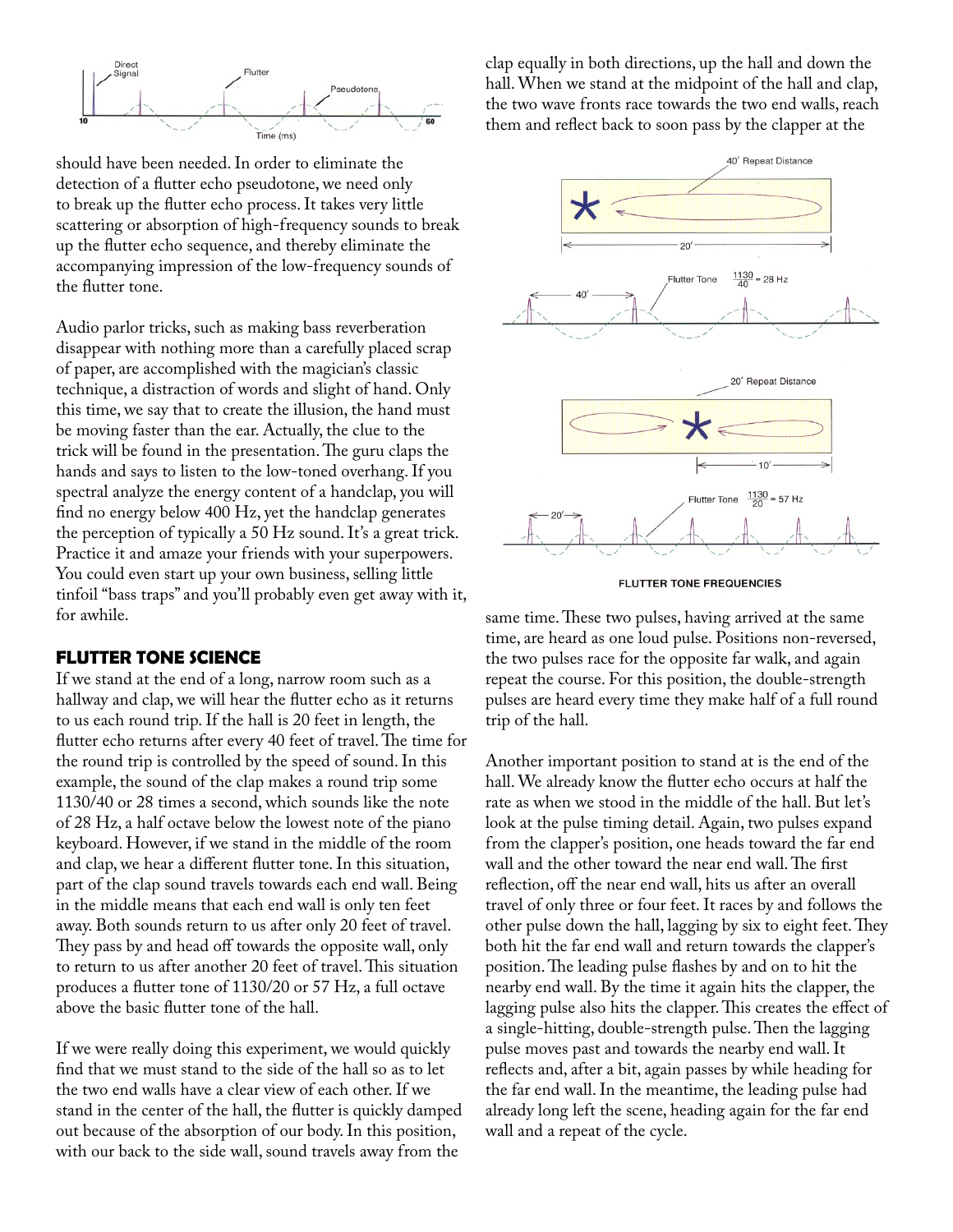should have been needed. In order to eliminate the detection of a flutter echo pseudotone, we need only to break up the flutter echo process. It takes very little scattering or absorption of high-frequency sounds to break up the flutter echo sequence, and thereby eliminate the accompanying impression of the low-frequency sounds of the flutter tone.

Audio parlor tricks, such as making bass reverberation disappear with nothing more than a carefully placed scrap of paper, are accomplished with the magician's classic technique, a distraction of words and slight of hand. Only this time, we say that to create the illusion, the hand must be moving faster than the ear. Actually, the clue to the trick will be found in the presentation. The guru claps the hands and says to listen to the low-toned overhang. If you spectral analyze the energy content of a handclap, you will find no energy below 400 Hz, yet the handclap generates the perception of typically a 50 Hz sound. It's a great trick. Practice it and amaze your friends with your superpowers. You could even start up your own business, selling little tinfoil "bass traps" and you'll probably even get away with it, for awhile.

## FLUTTER TONE SCIENCE

If we stand at the end of a long, narrow room such as a hallway and clap, we will hear the flutter echo as it returns to us each round trip. If the hall is 20 feet in length, the flutter echo returns after every 40 feet of travel. The time for the round trip is controlled by the speed of sound. In this example, the sound of the clap makes a round trip some 1130/40 or 28 times a second, which sounds like the note of 28 Hz, a half octave below the lowest note of the piano keyboard. However, if we stand in the middle of the room and clap, we hear a different flutter tone. In this situation, part of the clap sound travels towards each end wall. Being in the middle means that each end wall is only ten feet away. Both sounds return to us after only 20 feet of travel. They pass by and head off towards the opposite wall, only to return to us after another 20 feet of travel. This situation produces a flutter tone of 1130/20 or 57 Hz, a full octave above the basic flutter tone of the hall.

If we were really doing this experiment, we would quickly find that we must stand to the side of the hall so as to let the two end walls have a clear view of each other. If we stand in the center of the hall, the flutter is quickly damped out because of the absorption of our body. In this position, with our back to the side wall, sound travels away from the clap equally in both directions, up the hall and down the hall. When we stand at the midpoint of the hall and clap, the two wave fronts race towards the two end walls, reach them and reflect back to soon pass by the clapper at the same time. These two pulses, having arrived at the same time, are heard as one loud pulse. Positions non-reversed, the two pulses race for the opposite far walk, and again repeat the course. For this position, the double-strength pulses are heard every time they make half of a full round trip of the hall.

FLUTTER TONE FREQUENCIES

Another important position to stand at is the end of the hall. We already know the flutter echo occurs at half the rate as when we stood in the middle of the hall. But let's look at the pulse timing detail. Again, two pulses expand from the clapper's position, one heads toward the far end wall and the other toward the near end wall. The first reflection, off the near end wall, hits us after an overall travel of only three or four feet. It races by and follows the other pulse down the hall, lagging by six to eight feet. They both hit the far end wall and return towards the clapper's position. The leading pulse flashes by and on to hit the nearby end wall. By the time it again hits the clapper, the lagging pulse also hits the clapper. This creates the effect of a single-hitting, double-strength pulse. Then the lagging pulse moves past and towards the nearby end wall. It reflects and, after a bit, again passes by while heading for the far end wall. In the meantime, the leading pulse had already long left the scene, heading again for the far end wall and a repeat of the cycle.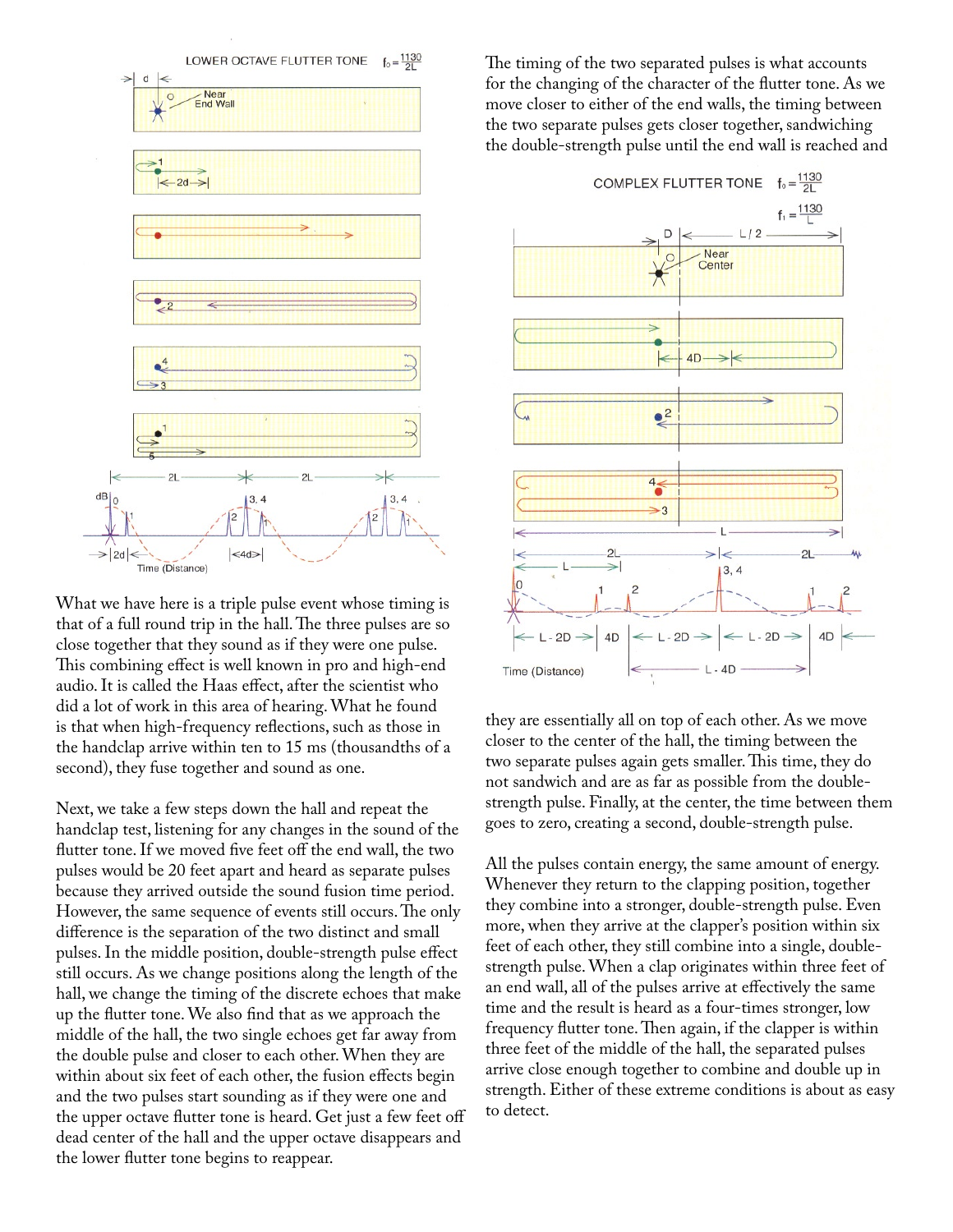What we have here is a triple pulse event whose timing is that of a full round trip in the hall. The three pulses are so close together that they sound as if they were one pulse. This combining effect is well known in pro and high-end audio. It is called the Haas effect, after the scientist who did a lot of work in this area of hearing. What he found is that when high-frequency reflections, such as those in the handclap arrive within ten to 15 ms (thousandths of a second), they fuse together and sound as one.

Next, we take a few steps down the hall and repeat the handclap test, listening for any changes in the sound of the flutter tone. If we moved five feet off the end wall, the two pulses would be 20 feet apart and heard as separate pulses because they arrived outside the sound fusion time period. However, the same sequence of events still occurs. The only difference is the separation of the two distinct and small pulses. In the middle position, double-strength pulse effect still occurs. As we change positions along the length of the hall, we change the timing of the discrete echoes that make up the flutter tone. We also find that as we approach the middle of the hall, the two single echoes get far away from the double pulse and closer to each other. When they are within about six feet of each other, the fusion effects begin and the two pulses start sounding as if they were one and the upper octave flutter tone is heard. Get just a few feet off dead center of the hall and the upper octave disappears and the lower flutter tone begins to reappear.

The timing of the two separated pulses is what accounts for the changing of the character of the flutter tone. As we move closer to either of the end walls, the timing between the two separate pulses gets closer together, sandwiching the double-strength pulse until the end wall is reached and they are essentially all on top of each other. As we move closer to the center of the hall, the timing between the two separate pulses again gets smaller. This time, they do not sandwich and are as far as possible from the double-strength pulse. Finally, at the center, the time between them goes to zero, creating a second, double-strength pulse.

All the pulses contain energy, the same amount of energy. Whenever they return to the clapping position, together they combine into a stronger, double-strength pulse. Even more, when they arrive at the clapper's position within six feet of each other, they still combine into a single, double-strength pulse. When a clap originates within three feet of an end wall, all of the pulses arrive at effectively the same time and the result is heard as a four-times stronger, low frequency flutter tone. Then again, if the clapper is within three feet of the middle of the hall, the separated pulses arrive close enough together to combine and double up in strength. Either of these extreme conditions is about as easy to detect.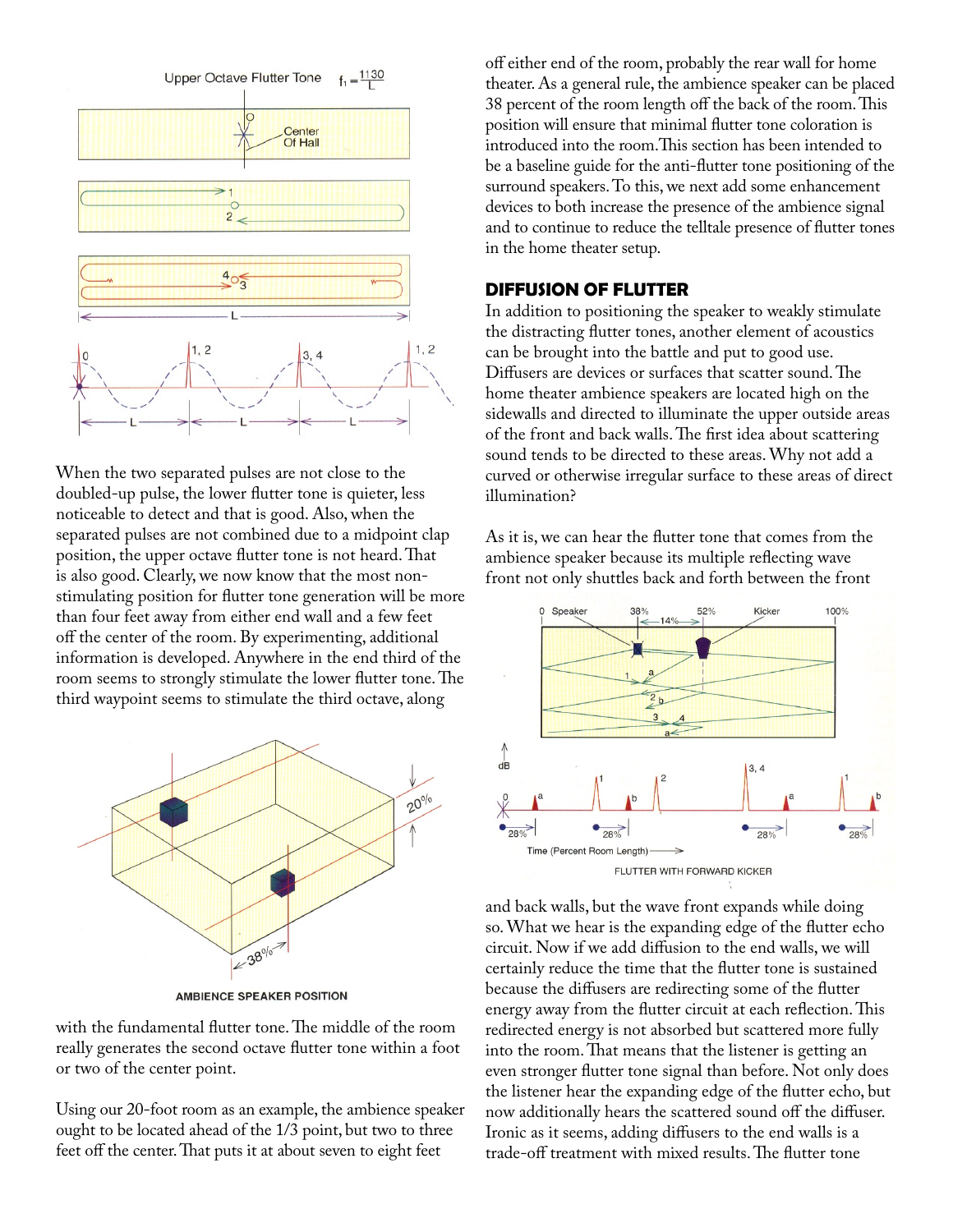When the two separated pulses are not close to the doubled-up pulse, the lower flutter tone is quieter, less noticeable to detect and that is good. Also, when the separated pulses are not combined due to a midpoint clap position, the upper octave flutter tone is not heard. That is also good. Clearly, we now know that the most non-stimulating position for flutter tone generation will be more than four feet away from either end wall and a few feet off the center of the room. By experimenting, additional information is developed. Anywhere in the end third of the room seems to strongly stimulate the lower flutter tone. The third waypoint seems to stimulate the third octave, along with the fundamental flutter tone. The middle of the room really generates the second octave flutter tone within a foot or two of the center point.

AMBIENCE SPEAKER POSITION

Using our 20-foot room as an example, the ambience speaker ought to be located ahead of the 1/3 point, but two to three feet off the center. That puts it at about seven to eight feet off either end of the room, probably the rear wall for home theater. As a general rule, the ambience speaker can be placed 38 percent of the room length off the back of the room. This position will ensure that minimal flutter tone coloration is introduced into the room. This section has been intended to be a baseline guide for the anti-flutter tone positioning of the surround speakers. To this, we next add some enhancement devices to both increase the presence of the ambience signal and to continue to reduce the telltale presence of flutter tones in the home theater setup.

## DIFFUSION OF FLUTTER

In addition to positioning the speaker to weakly stimulate the distracting flutter tones, another element of acoustics can be brought into the battle and put to good use. Diffusers are devices or surfaces that scatter sound. The home theater ambience speakers are located high on the sidewalls and directed to illuminate the upper outside areas of the front and back walls. The first idea about scattering sound tends to be directed to these areas. Why not add a curved or otherwise irregular surface to these areas of direct illumination?

As it is, we can hear the flutter tone that comes from the ambience speaker because its multiple reflecting wave front not only shuttles back and forth between the front and back walls, but the wave front expands while doing so. What we hear is the expanding edge of the flutter echo circuit. Now if we add diffusion to the end walls, we will certainly reduce the time that the flutter tone is sustained because the diffusers are redirecting some of the flutter energy away from the flutter circuit at each reflection. This redirected energy is not absorbed but scattered more fully into the room. That means that the listener is getting an even stronger flutter tone signal than before. Not only does the listener hear the expanding edge of the flutter echo, but now additionally hears the scattered sound off the diffuser. Ironic as it seems, adding diffusers to the end walls is a trade-off treatment with mixed results. The flutter tone

FLUTTER WITH FORWARD KICKER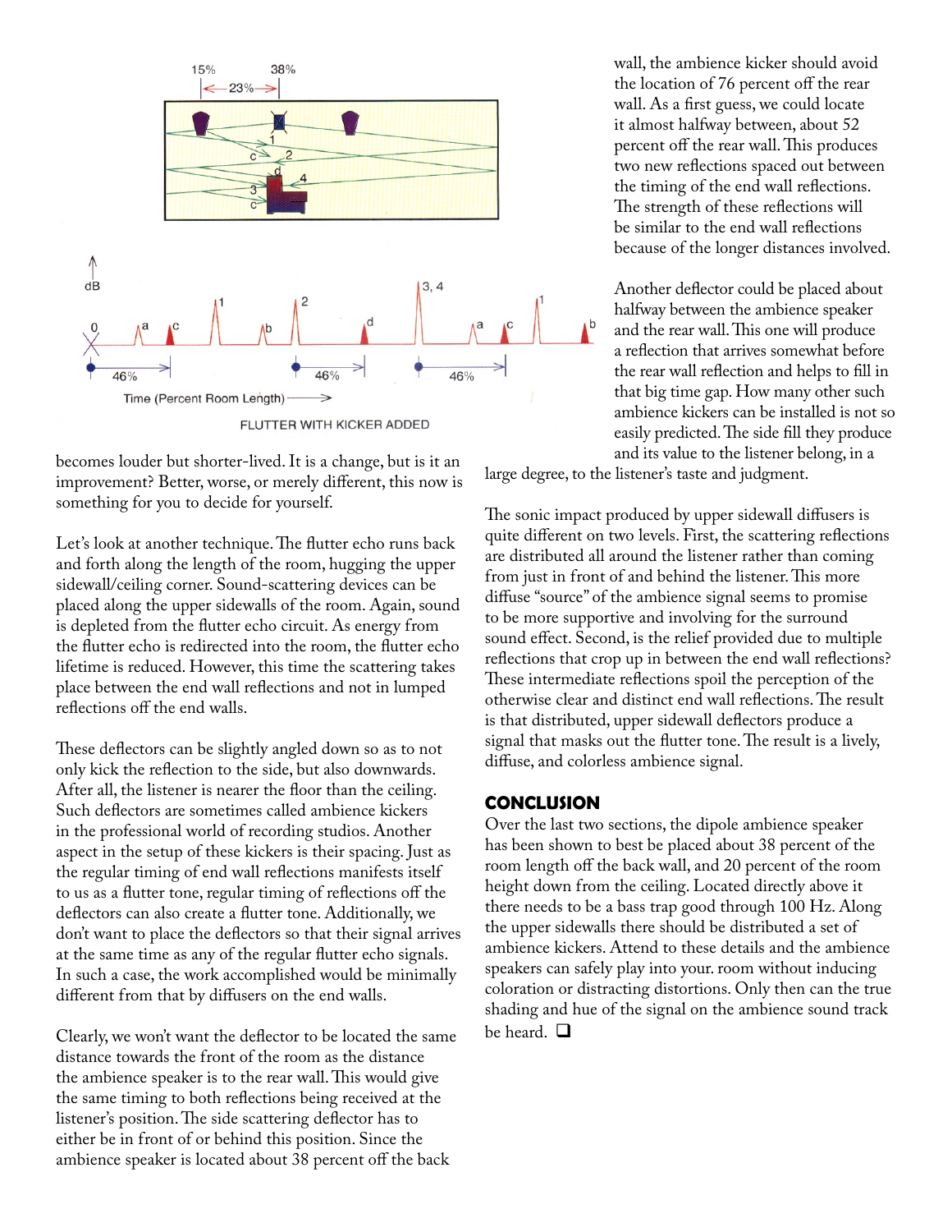15%

38%

23%

1

2

c

d

4

3

c

dB

0

a

c

1

b

2

d

3, 4

a

c

1

b

46%

46%

46%

Time (Percent Room Length)

FLUTTER WITH KICKER ADDED

becomes louder but shorter-lived. It is a change, but is it an improvement? Better, worse, or merely different, this now is something for you to decide for yourself.

Let's look at another technique. The flutter echo runs back and forth along the length of the room, hugging the upper sidewall/ceiling corner. Sound-scattering devices can be placed along the upper sidewalls of the room. Again, sound is depleted from the flutter echo circuit. As energy from the flutter echo is redirected into the room, the flutter echo lifetime is reduced. However, this time the scattering takes place between the end wall reflections and not in lumped reflections off the end walls.

These deflectors can be slightly angled down so as to not only kick the reflection to the side, but also downwards. After all, the listener is nearer the floor than the ceiling. Such deflectors are sometimes called ambience kickers in the professional world of recording studios. Another aspect in the setup of these kickers is their spacing. Just as the regular timing of end wall reflections manifests itself to us as a flutter tone, regular timing of reflections off the deflectors can also create a flutter tone. Additionally, we don't want to place the deflectors so that their signal arrives at the same time as any of the regular flutter echo signals. In such a case, the work accomplished would be minimally different from that by diffusers on the end walls.

Clearly, we won't want the deflector to be located the same distance towards the front of the room as the distance the ambience speaker is to the rear wall. This would give the same timing to both reflections being received at the listener's position. The side scattering deflector has to either be in front of or behind this position. Since the ambience speaker is located about 38 percent off the back wall, the ambience kicker should avoid the location of 76 percent off the rear wall. As a first guess, we could locate it almost halfway between, about 52 percent off the rear wall. This produces two new reflections spaced out between the timing of the end wall reflections. The strength of these reflections will be similar to the end wall reflections because of the longer distances involved.

Another deflector could be placed about halfway between the ambience speaker and the rear wall. This one will produce a reflection that arrives somewhat before the rear wall reflection and helps to fill in that big time gap. How many other such ambience kickers can be installed is not so easily predicted. The side fill they produce and its value to the listener belong, in a large degree, to the listener's taste and judgment.

The sonic impact produced by upper sidewall diffusers is quite different on two levels. First, the scattering reflections are distributed all around the listener rather than coming from just in front of and behind the listener. This more diffuse "source" of the ambience signal seems to promise to be more supportive and involving for the surround sound effect. Second, is the relief provided due to multiple reflections that crop up in between the end wall reflections? These intermediate reflections spoil the perception of the otherwise clear and distinct end wall reflections. The result is that distributed, upper sidewall deflectors produce a signal that masks out the flutter tone. The result is a lively, diffuse, and colorless ambience signal.

## CONCLUSION

Over the last two sections, the dipole ambience speaker has been shown to best be placed about 38 percent of the room length off the back wall, and 20 percent of the room height down from the ceiling. Located directly above it there needs to be a bass trap good through 100 Hz. Along the upper sidewalls there should be distributed a set of ambience kickers. Attend to these details and the ambience speakers can safely play into your. room without inducing coloration or distracting distortions. Only then can the true shading and hue of the signal on the ambience sound track be heard. ❑